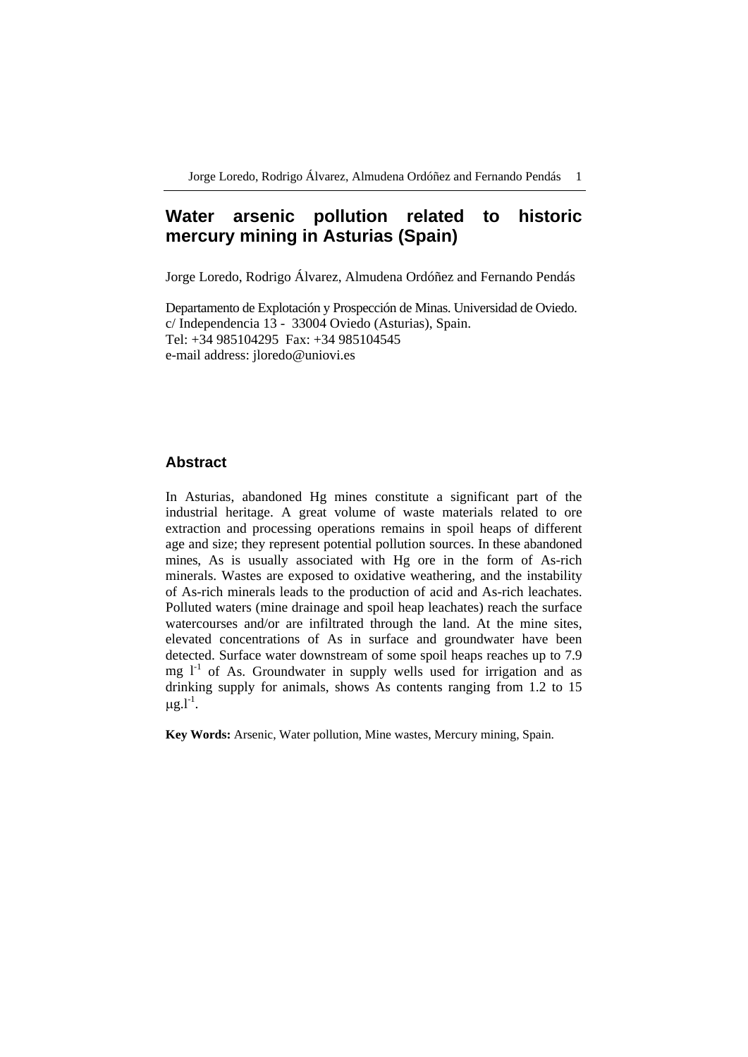# Water arsenic pollution related to historic mercury mining in Asturias (Spain)

Jorge Loredo, Rodrigo Álvarez, Almudena Ordóñez and Fernando Pendás

Departamento de Explotación y Prospección de Minas. Universidad de Oviedo.
c/ Independencia 13 - 33004 Oviedo (Asturias), Spain.
Tel: +34 985104295 Fax: +34 985104545
e-mail address: jloredo@uniovi.es

## Abstract

In Asturias, abandoned Hg mines constitute a significant part of the industrial heritage. A great volume of waste materials related to ore extraction and processing operations remains in spoil heaps of different age and size; they represent potential pollution sources. In these abandoned mines, As is usually associated with Hg ore in the form of As-rich minerals. Wastes are exposed to oxidative weathering, and the instability of As-rich minerals leads to the production of acid and As-rich leachates. Polluted waters (mine drainage and spoil heap leachates) reach the surface watercourses and/or are infiltrated through the land. At the mine sites, elevated concentrations of As in surface and groundwater have been detected. Surface water downstream of some spoil heaps reaches up to 7.9 mg $l^{-1}$ of As. Groundwater in supply wells used for irrigation and as drinking supply for animals, shows As contents ranging from 1.2 to 15 $\mu g.l^{-1}$.

**Key Words:** Arsenic, Water pollution, Mine wastes, Mercury mining, Spain.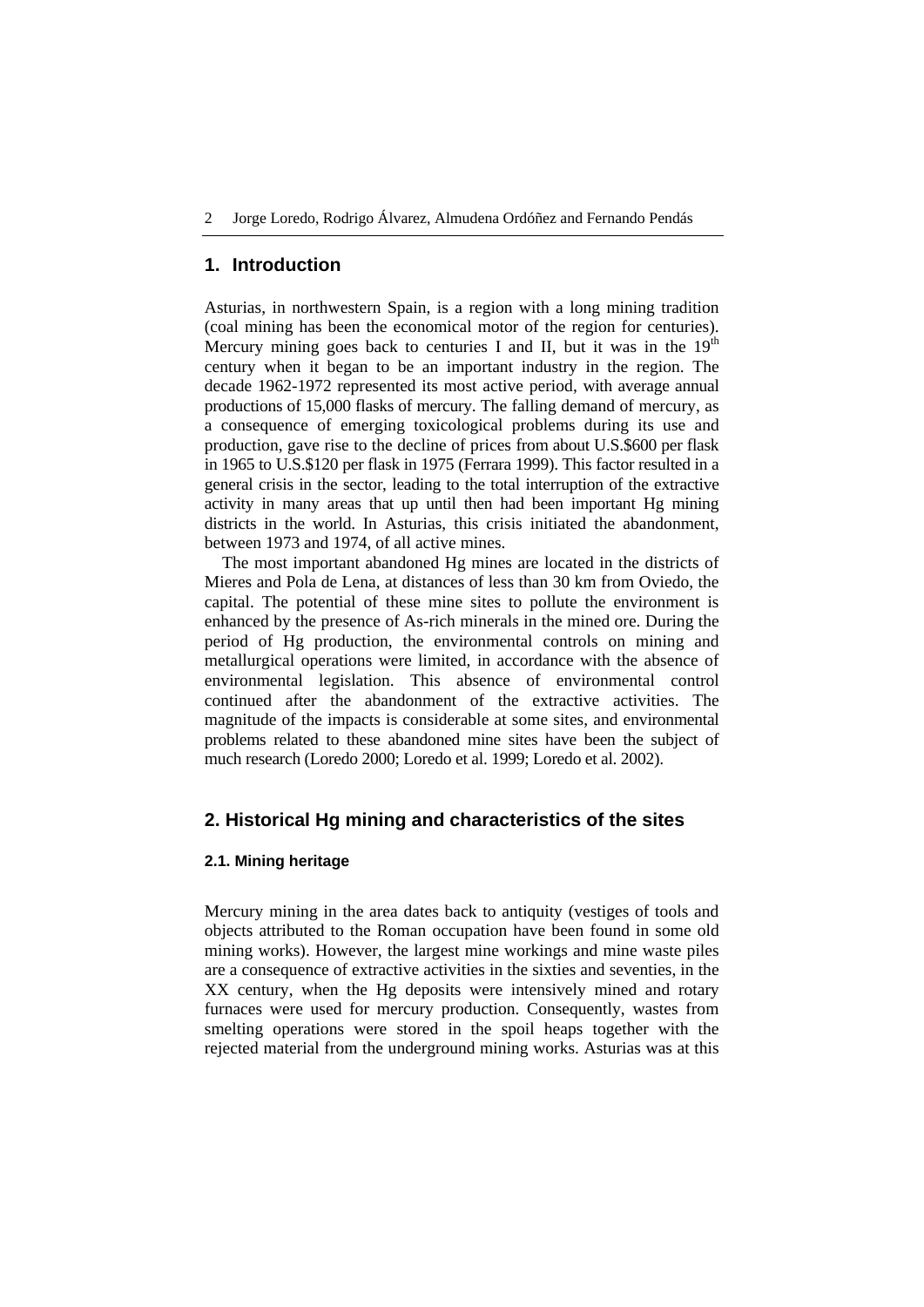## 1. Introduction

Asturias, in northwestern Spain, is a region with a long mining tradition (coal mining has been the economical motor of the region for centuries). Mercury mining goes back to centuries I and II, but it was in the $19^{th}$ century when it began to be an important industry in the region. The decade 1962-1972 represented its most active period, with average annual productions of 15,000 flasks of mercury. The falling demand of mercury, as a consequence of emerging toxicological problems during its use and production, gave rise to the decline of prices from about U.S.$600 per flask in 1965 to U.S.$120 per flask in 1975 (Ferrara 1999). This factor resulted in a general crisis in the sector, leading to the total interruption of the extractive activity in many areas that up until then had been important Hg mining districts in the world. In Asturias, this crisis initiated the abandonment, between 1973 and 1974, of all active mines.

The most important abandoned Hg mines are located in the districts of Mieres and Pola de Lena, at distances of less than 30 km from Oviedo, the capital. The potential of these mine sites to pollute the environment is enhanced by the presence of As-rich minerals in the mined ore. During the period of Hg production, the environmental controls on mining and metallurgical operations were limited, in accordance with the absence of environmental legislation. This absence of environmental control continued after the abandonment of the extractive activities. The magnitude of the impacts is considerable at some sites, and environmental problems related to these abandoned mine sites have been the subject of much research (Loredo 2000; Loredo et al. 1999; Loredo et al. 2002).

## 2. Historical Hg mining and characteristics of the sites

### 2.1. Mining heritage

Mercury mining in the area dates back to antiquity (vestiges of tools and objects attributed to the Roman occupation have been found in some old mining works). However, the largest mine workings and mine waste piles are a consequence of extractive activities in the sixties and seventies, in the XX century, when the Hg deposits were intensively mined and rotary furnaces were used for mercury production. Consequently, wastes from smelting operations were stored in the spoil heaps together with the rejected material from the underground mining works. Asturias was at this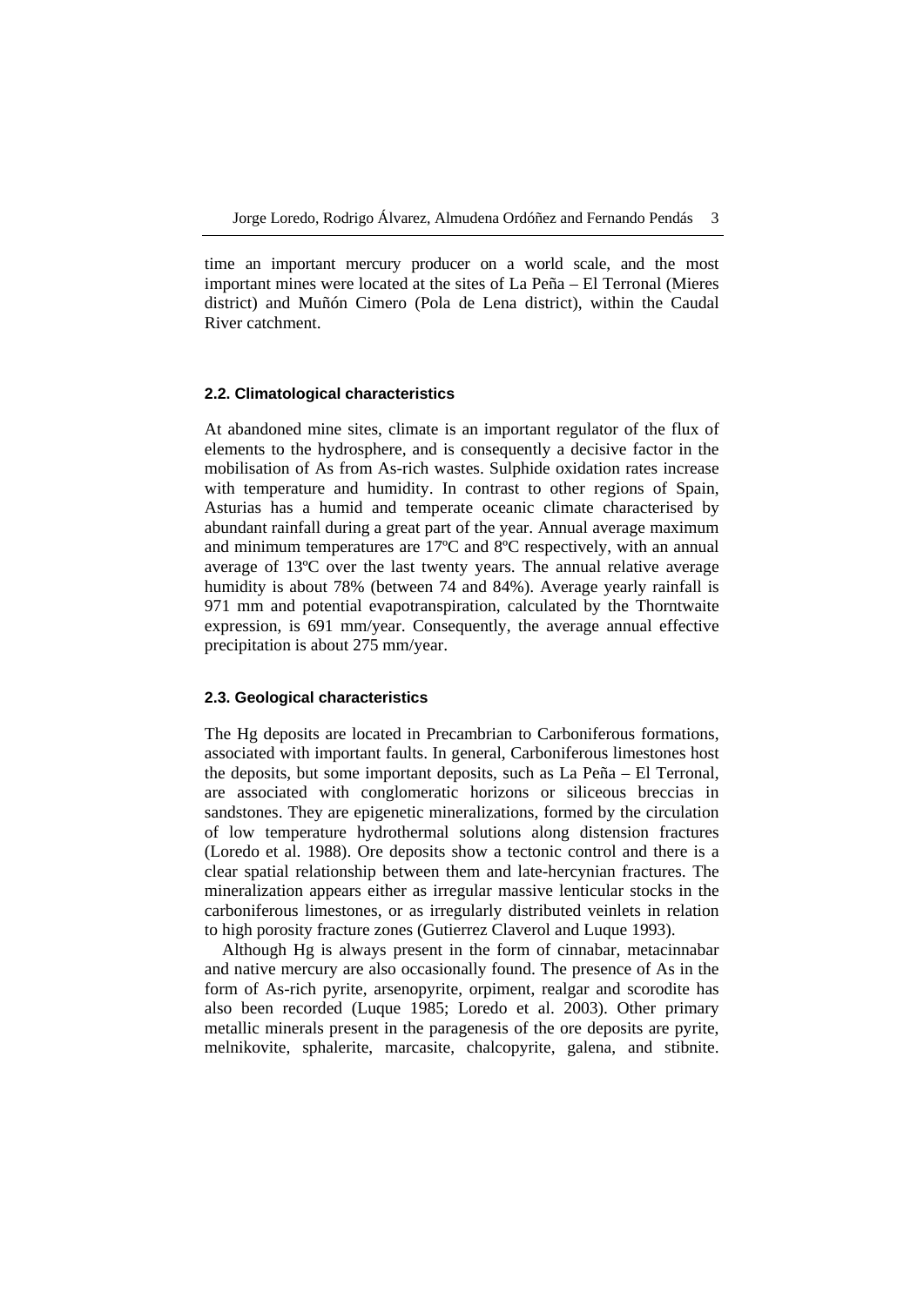time an important mercury producer on a world scale, and the most important mines were located at the sites of La Peña – El Terronal (Mieres district) and Muñón Cimero (Pola de Lena district), within the Caudal River catchment.

### 2.2. Climatological characteristics

At abandoned mine sites, climate is an important regulator of the flux of elements to the hydrosphere, and is consequently a decisive factor in the mobilisation of As from As-rich wastes. Sulphide oxidation rates increase with temperature and humidity. In contrast to other regions of Spain, Asturias has a humid and temperate oceanic climate characterised by abundant rainfall during a great part of the year. Annual average maximum and minimum temperatures are 17ºC and 8ºC respectively, with an annual average of 13ºC over the last twenty years. The annual relative average humidity is about 78% (between 74 and 84%). Average yearly rainfall is 971 mm and potential evapotranspiration, calculated by the Thorntwaite expression, is 691 mm/year. Consequently, the average annual effective precipitation is about 275 mm/year.

### 2.3. Geological characteristics

The Hg deposits are located in Precambrian to Carboniferous formations, associated with important faults. In general, Carboniferous limestones host the deposits, but some important deposits, such as La Peña – El Terronal, are associated with conglomeratic horizons or siliceous breccias in sandstones. They are epigenetic mineralizations, formed by the circulation of low temperature hydrothermal solutions along distension fractures (Loredo et al. 1988). Ore deposits show a tectonic control and there is a clear spatial relationship between them and late-hercynian fractures. The mineralization appears either as irregular massive lenticular stocks in the carboniferous limestones, or as irregularly distributed veinlets in relation to high porosity fracture zones (Gutierrez Claverol and Luque 1993).

Although Hg is always present in the form of cinnabar, metacinnabar and native mercury are also occasionally found. The presence of As in the form of As-rich pyrite, arsenopyrite, orpiment, realgar and scorodite has also been recorded (Luque 1985; Loredo et al. 2003). Other primary metallic minerals present in the paragenesis of the ore deposits are pyrite, melnikovite, sphalerite, marcasite, chalcopyrite, galena, and stibnite.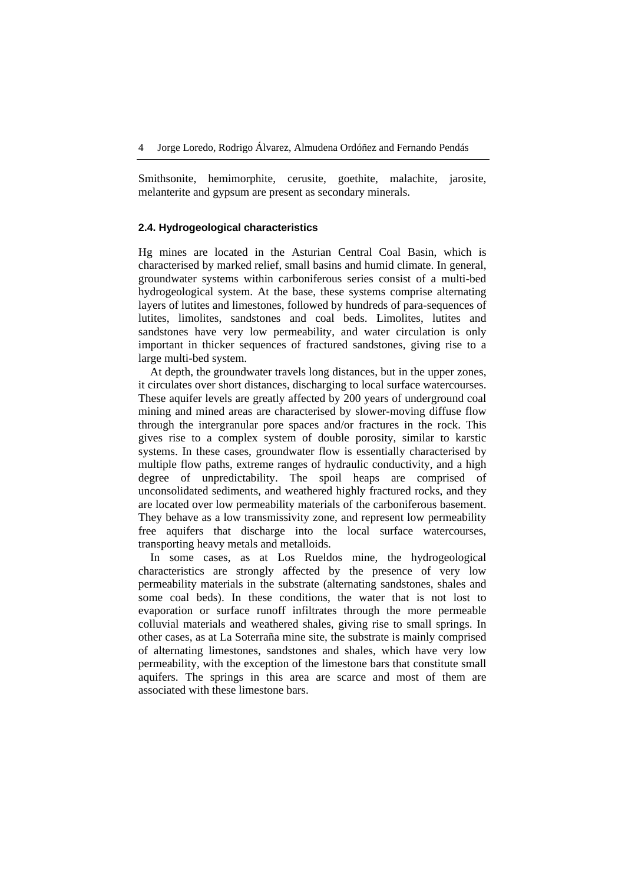Smithsonite, hemimorphite, cerusite, goethite, malachite, jarosite, melanterite and gypsum are present as secondary minerals.

### 2.4. Hydrogeological characteristics

Hg mines are located in the Asturian Central Coal Basin, which is characterised by marked relief, small basins and humid climate. In general, groundwater systems within carboniferous series consist of a multi-bed hydrogeological system. At the base, these systems comprise alternating layers of lutites and limestones, followed by hundreds of para-sequences of lutites, limolites, sandstones and coal beds. Limolites, lutites and sandstones have very low permeability, and water circulation is only important in thicker sequences of fractured sandstones, giving rise to a large multi-bed system.

At depth, the groundwater travels long distances, but in the upper zones, it circulates over short distances, discharging to local surface watercourses. These aquifer levels are greatly affected by 200 years of underground coal mining and mined areas are characterised by slower-moving diffuse flow through the intergranular pore spaces and/or fractures in the rock. This gives rise to a complex system of double porosity, similar to karstic systems. In these cases, groundwater flow is essentially characterised by multiple flow paths, extreme ranges of hydraulic conductivity, and a high degree of unpredictability. The spoil heaps are comprised of unconsolidated sediments, and weathered highly fractured rocks, and they are located over low permeability materials of the carboniferous basement. They behave as a low transmissivity zone, and represent low permeability free aquifers that discharge into the local surface watercourses, transporting heavy metals and metalloids.

In some cases, as at Los Rueldos mine, the hydrogeological characteristics are strongly affected by the presence of very low permeability materials in the substrate (alternating sandstones, shales and some coal beds). In these conditions, the water that is not lost to evaporation or surface runoff infiltrates through the more permeable colluvial materials and weathered shales, giving rise to small springs. In other cases, as at La Soterraña mine site, the substrate is mainly comprised of alternating limestones, sandstones and shales, which have very low permeability, with the exception of the limestone bars that constitute small aquifers. The springs in this area are scarce and most of them are associated with these limestone bars.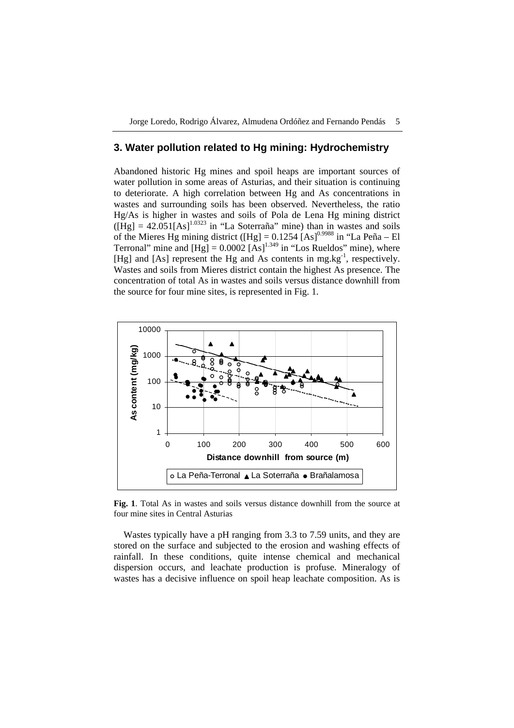## 3. Water pollution related to Hg mining: Hydrochemistry

Abandoned historic Hg mines and spoil heaps are important sources of water pollution in some areas of Asturias, and their situation is continuing to deteriorate. A high correlation between Hg and As concentrations in wastes and surrounding soils has been observed. Nevertheless, the ratio Hg/As is higher in wastes and soils of Pola de Lena Hg mining district ($[Hg] = 42.051[As]^{1.0323}$ in "La Soterraña" mine) than in wastes and soils of the Mieres Hg mining district ($[Hg] = 0.1254\,[As]^{0.9988}$ in "La Peña – El Terronal" mine and $[Hg] = 0.0002\,[As]^{1.349}$ in "Los Rueldos" mine), where [Hg] and [As] represent the Hg and As contents in $mg.kg^{-1}$, respectively. Wastes and soils from Mieres district contain the highest As presence. The concentration of total As in wastes and soils versus distance downhill from the source for four mine sites, is represented in Fig. 1.

**Fig. 1**. Total As in wastes and soils versus distance downhill from the source at four mine sites in Central Asturias

Wastes typically have a pH ranging from 3.3 to 7.59 units, and they are stored on the surface and subjected to the erosion and washing effects of rainfall. In these conditions, quite intense chemical and mechanical dispersion occurs, and leachate production is profuse. Mineralogy of wastes has a decisive influence on spoil heap leachate composition. As is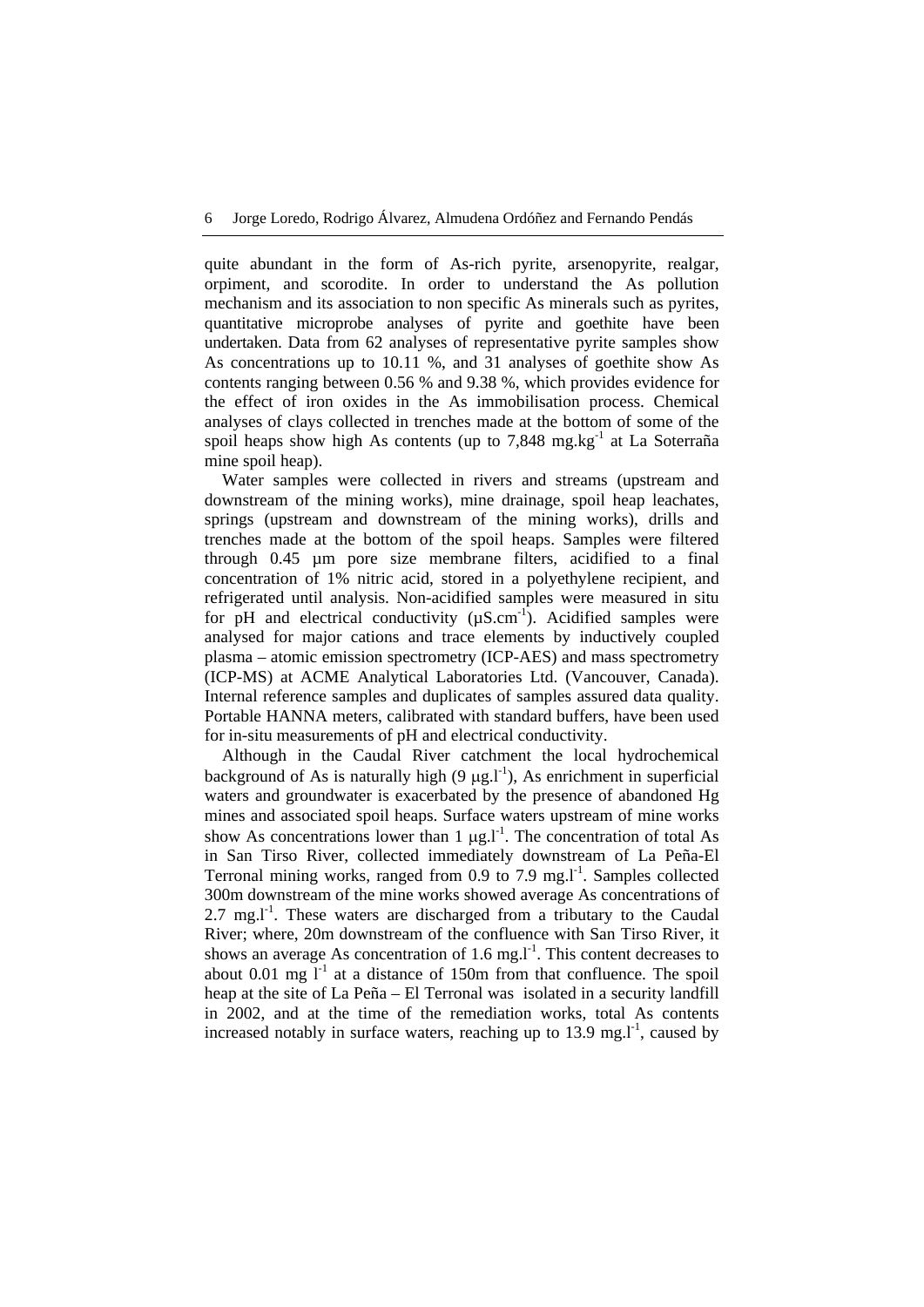quite abundant in the form of As-rich pyrite, arsenopyrite, realgar, orpiment, and scorodite. In order to understand the As pollution mechanism and its association to non specific As minerals such as pyrites, quantitative microprobe analyses of pyrite and goethite have been undertaken. Data from 62 analyses of representative pyrite samples show As concentrations up to 10.11 %, and 31 analyses of goethite show As contents ranging between 0.56 % and 9.38 %, which provides evidence for the effect of iron oxides in the As immobilisation process. Chemical analyses of clays collected in trenches made at the bottom of some of the spoil heaps show high As contents (up to 7,848 $mg.kg^{-1}$ at La Soterraña mine spoil heap).

Water samples were collected in rivers and streams (upstream and downstream of the mining works), mine drainage, spoil heap leachates, springs (upstream and downstream of the mining works), drills and trenches made at the bottom of the spoil heaps. Samples were filtered through 0.45 µm pore size membrane filters, acidified to a final concentration of 1% nitric acid, stored in a polyethylene recipient, and refrigerated until analysis. Non-acidified samples were measured in situ for pH and electrical conductivity ($\mu S.cm^{-1}$). Acidified samples were analysed for major cations and trace elements by inductively coupled plasma – atomic emission spectrometry (ICP-AES) and mass spectrometry (ICP-MS) at ACME Analytical Laboratories Ltd. (Vancouver, Canada). Internal reference samples and duplicates of samples assured data quality. Portable HANNA meters, calibrated with standard buffers, have been used for in-situ measurements of pH and electrical conductivity.

Although in the Caudal River catchment the local hydrochemical background of As is naturally high (9 $\mu g.l^{-1}$), As enrichment in superficial waters and groundwater is exacerbated by the presence of abandoned Hg mines and associated spoil heaps. Surface waters upstream of mine works show As concentrations lower than 1 $\mu g.l^{-1}$. The concentration of total As in San Tirso River, collected immediately downstream of La Peña-El Terronal mining works, ranged from 0.9 to 7.9 $mg.l^{-1}$. Samples collected 300m downstream of the mine works showed average As concentrations of 2.7 $mg.l^{-1}$. These waters are discharged from a tributary to the Caudal River; where, 20m downstream of the confluence with San Tirso River, it shows an average As concentration of 1.6 $mg.l^{-1}$. This content decreases to about 0.01 mg $l^{-1}$ at a distance of 150m from that confluence. The spoil heap at the site of La Peña – El Terronal was isolated in a security landfill in 2002, and at the time of the remediation works, total As contents increased notably in surface waters, reaching up to 13.9 $mg.l^{-1}$, caused by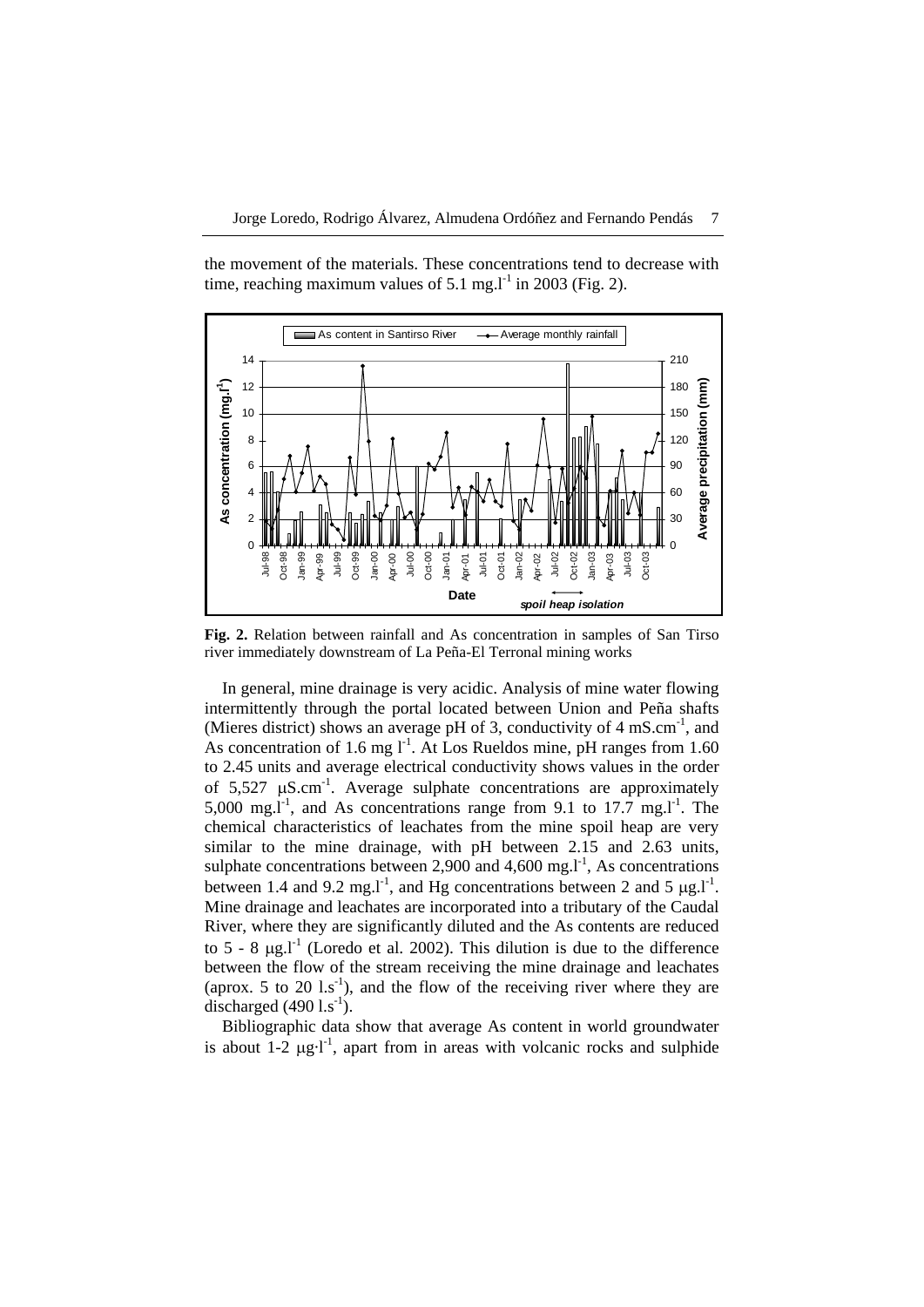the movement of the materials. These concentrations tend to decrease with time, reaching maximum values of 5.1 mg.l$^{-1}$ in 2003 (Fig. 2).

**Fig. 2.** Relation between rainfall and As concentration in samples of San Tirso river immediately downstream of La Peña-El Terronal mining works

In general, mine drainage is very acidic. Analysis of mine water flowing intermittently through the portal located between Union and Peña shafts (Mieres district) shows an average pH of 3, conductivity of 4 mS.cm$^{-1}$, and As concentration of 1.6 mg l$^{-1}$. At Los Rueldos mine, pH ranges from 1.60 to 2.45 units and average electrical conductivity shows values in the order of 5,527 μS.cm$^{-1}$. Average sulphate concentrations are approximately 5,000 mg.l$^{-1}$, and As concentrations range from 9.1 to 17.7 mg.l$^{-1}$. The chemical characteristics of leachates from the mine spoil heap are very similar to the mine drainage, with pH between 2.15 and 2.63 units, sulphate concentrations between 2,900 and 4,600 mg.l$^{-1}$, As concentrations between 1.4 and 9.2 mg.l$^{-1}$, and Hg concentrations between 2 and 5 μg.l$^{-1}$. Mine drainage and leachates are incorporated into a tributary of the Caudal River, where they are significantly diluted and the As contents are reduced to 5 - 8 μg.l$^{-1}$ (Loredo et al. 2002). This dilution is due to the difference between the flow of the stream receiving the mine drainage and leachates (aprox. 5 to 20 l.s$^{-1}$), and the flow of the receiving river where they are discharged (490 l.s$^{-1}$).

Bibliographic data show that average As content in world groundwater is about 1-2 μg·l$^{-1}$, apart from in areas with volcanic rocks and sulphide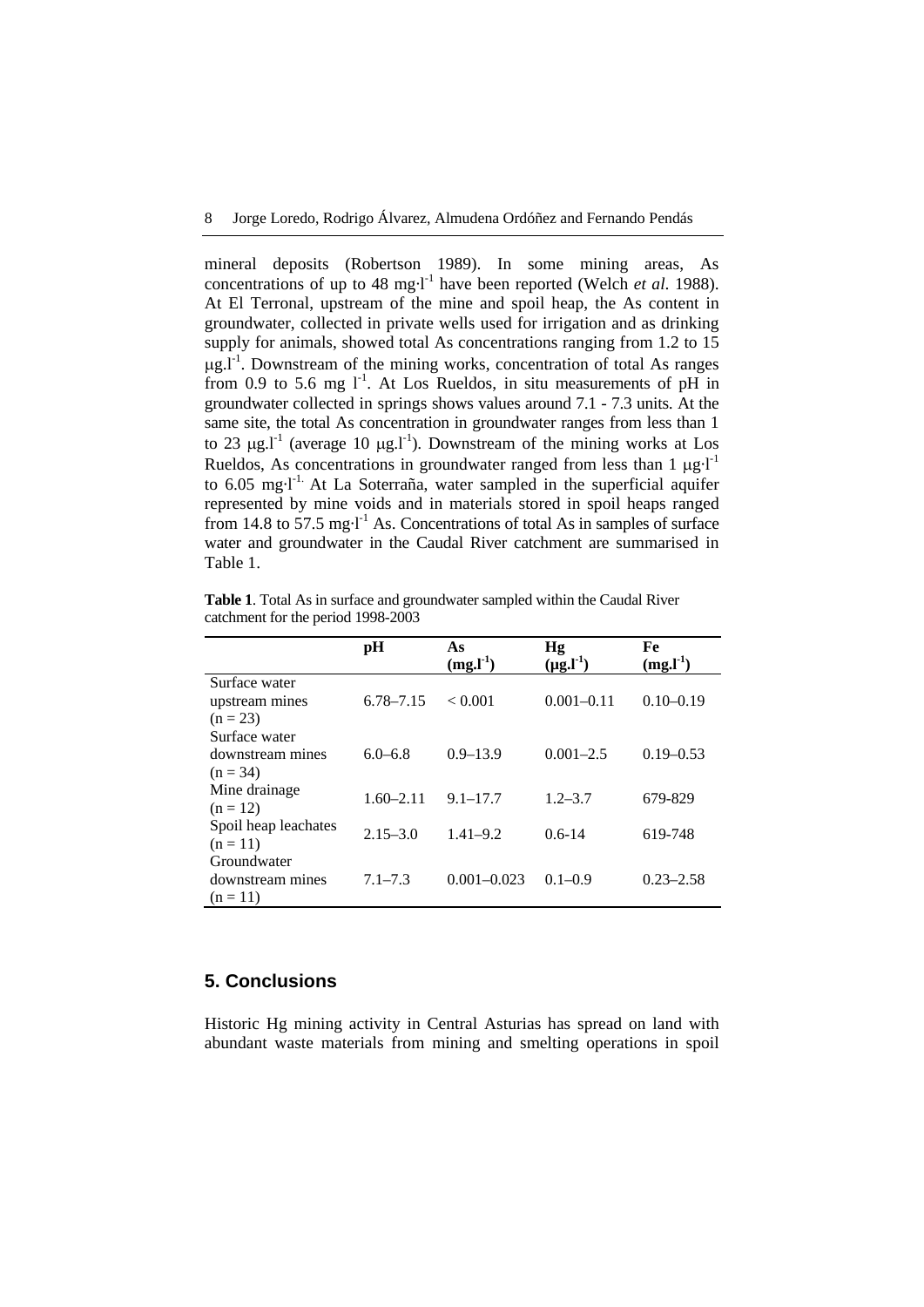mineral deposits (Robertson 1989). In some mining areas, As concentrations of up to 48 $mg \cdot l^{-1}$ have been reported (Welch *et al.* 1988). At El Terronal, upstream of the mine and spoil heap, the As content in groundwater, collected in private wells used for irrigation and as drinking supply for animals, showed total As concentrations ranging from 1.2 to 15 $\mu g.l^{-1}$. Downstream of the mining works, concentration of total As ranges from 0.9 to 5.6 mg $l^{-1}$. At Los Rueldos, in situ measurements of pH in groundwater collected in springs shows values around 7.1 - 7.3 units. At the same site, the total As concentration in groundwater ranges from less than 1 to 23 $\mu g.l^{-1}$ (average 10 $\mu g.l^{-1}$). Downstream of the mining works at Los Rueldos, As concentrations in groundwater ranged from less than 1 $\mu g \cdot l^{-1}$ to 6.05 $mg \cdot l^{-1}$. At La Soterraña, water sampled in the superficial aquifer represented by mine voids and in materials stored in spoil heaps ranged from 14.8 to 57.5 $mg \cdot l^{-1}$ As. Concentrations of total As in samples of surface water and groundwater in the Caudal River catchment are summarised in Table 1.

**Table 1**. Total As in surface and groundwater sampled within the Caudal River catchment for the period 1998-2003

| | pH | As ($mg.l^{-1}$) | Hg ($\mu g.l^{-1}$) | Fe ($mg.l^{-1}$) |
|---|---|---|---|---|
| Surface water upstream mines (n = 23) | 6.78–7.15 | < 0.001 | 0.001–0.11 | 0.10–0.19 |
| Surface water downstream mines (n = 34) | 6.0–6.8 | 0.9–13.9 | 0.001–2.5 | 0.19–0.53 |
| Mine drainage (n = 12) | 1.60–2.11 | 9.1–17.7 | 1.2–3.7 | 679-829 |
| Spoil heap leachates (n = 11) | 2.15–3.0 | 1.41–9.2 | 0.6-14 | 619-748 |
| Groundwater downstream mines (n = 11) | 7.1–7.3 | 0.001–0.023 | 0.1–0.9 | 0.23–2.58 |

## 5. Conclusions

Historic Hg mining activity in Central Asturias has spread on land with abundant waste materials from mining and smelting operations in spoil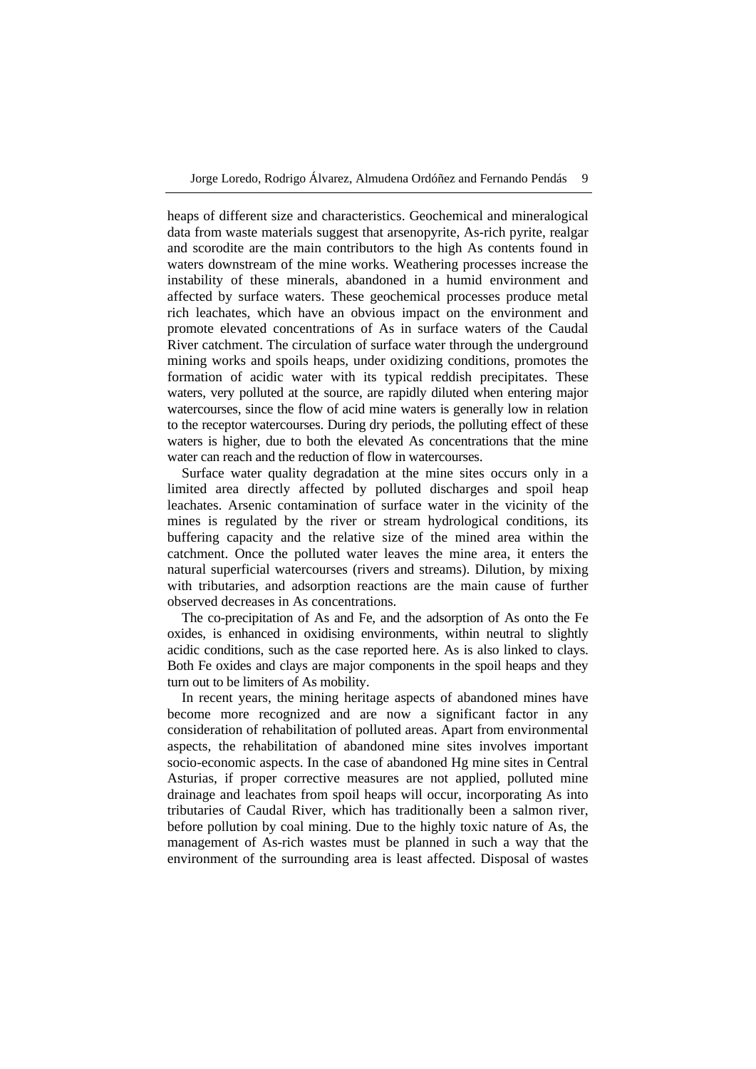heaps of different size and characteristics. Geochemical and mineralogical data from waste materials suggest that arsenopyrite, As-rich pyrite, realgar and scorodite are the main contributors to the high As contents found in waters downstream of the mine works. Weathering processes increase the instability of these minerals, abandoned in a humid environment and affected by surface waters. These geochemical processes produce metal rich leachates, which have an obvious impact on the environment and promote elevated concentrations of As in surface waters of the Caudal River catchment. The circulation of surface water through the underground mining works and spoils heaps, under oxidizing conditions, promotes the formation of acidic water with its typical reddish precipitates. These waters, very polluted at the source, are rapidly diluted when entering major watercourses, since the flow of acid mine waters is generally low in relation to the receptor watercourses. During dry periods, the polluting effect of these waters is higher, due to both the elevated As concentrations that the mine water can reach and the reduction of flow in watercourses.

Surface water quality degradation at the mine sites occurs only in a limited area directly affected by polluted discharges and spoil heap leachates. Arsenic contamination of surface water in the vicinity of the mines is regulated by the river or stream hydrological conditions, its buffering capacity and the relative size of the mined area within the catchment. Once the polluted water leaves the mine area, it enters the natural superficial watercourses (rivers and streams). Dilution, by mixing with tributaries, and adsorption reactions are the main cause of further observed decreases in As concentrations.

The co-precipitation of As and Fe, and the adsorption of As onto the Fe oxides, is enhanced in oxidising environments, within neutral to slightly acidic conditions, such as the case reported here. As is also linked to clays. Both Fe oxides and clays are major components in the spoil heaps and they turn out to be limiters of As mobility.

In recent years, the mining heritage aspects of abandoned mines have become more recognized and are now a significant factor in any consideration of rehabilitation of polluted areas. Apart from environmental aspects, the rehabilitation of abandoned mine sites involves important socio-economic aspects. In the case of abandoned Hg mine sites in Central Asturias, if proper corrective measures are not applied, polluted mine drainage and leachates from spoil heaps will occur, incorporating As into tributaries of Caudal River, which has traditionally been a salmon river, before pollution by coal mining. Due to the highly toxic nature of As, the management of As-rich wastes must be planned in such a way that the environment of the surrounding area is least affected. Disposal of wastes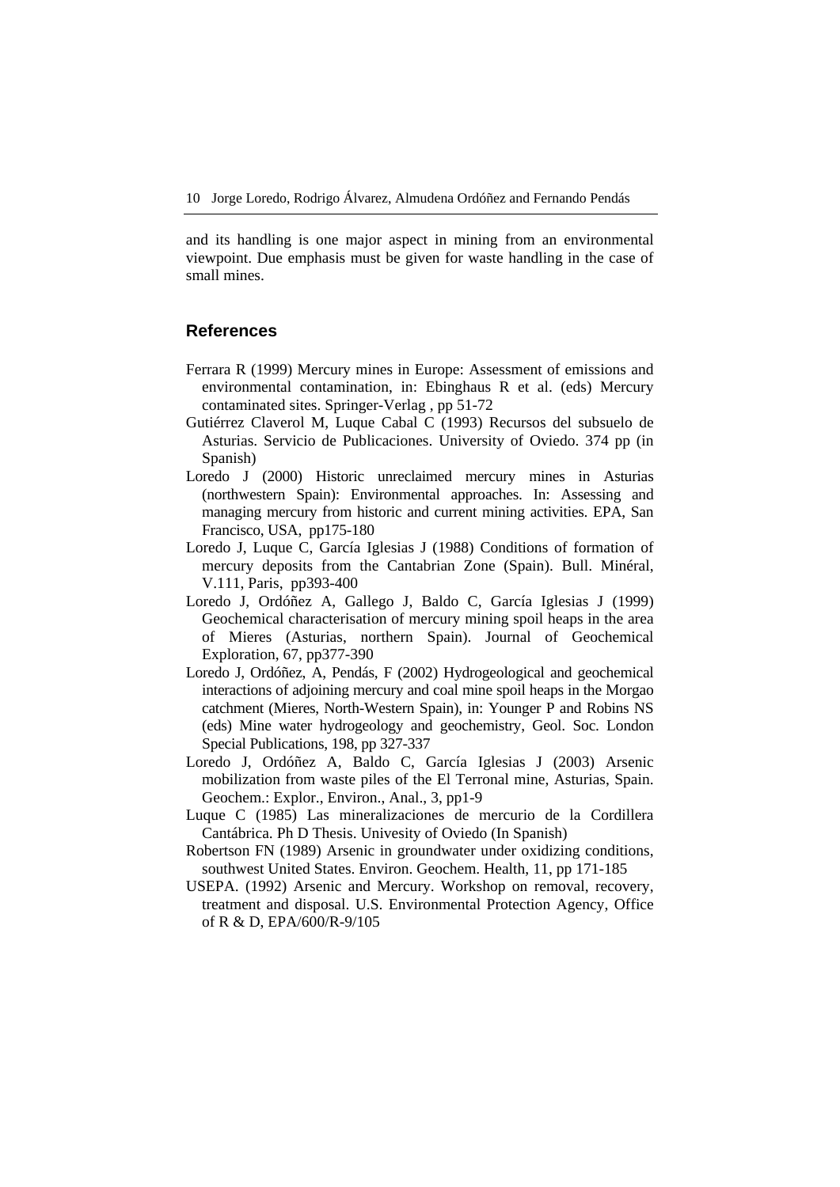and its handling is one major aspect in mining from an environmental viewpoint. Due emphasis must be given for waste handling in the case of small mines.

## References

Ferrara R (1999) Mercury mines in Europe: Assessment of emissions and environmental contamination, in: Ebinghaus R et al. (eds) Mercury contaminated sites. Springer-Verlag , pp 51-72

Gutiérrez Claverol M, Luque Cabal C (1993) Recursos del subsuelo de Asturias. Servicio de Publicaciones. University of Oviedo. 374 pp (in Spanish)

Loredo J (2000) Historic unreclaimed mercury mines in Asturias (northwestern Spain): Environmental approaches. In: Assessing and managing mercury from historic and current mining activities. EPA, San Francisco, USA, pp175-180

Loredo J, Luque C, García Iglesias J (1988) Conditions of formation of mercury deposits from the Cantabrian Zone (Spain). Bull. Minéral, V.111, Paris, pp393-400

Loredo J, Ordóñez A, Gallego J, Baldo C, García Iglesias J (1999) Geochemical characterisation of mercury mining spoil heaps in the area of Mieres (Asturias, northern Spain). Journal of Geochemical Exploration, 67, pp377-390

Loredo J, Ordóñez, A, Pendás, F (2002) Hydrogeological and geochemical interactions of adjoining mercury and coal mine spoil heaps in the Morgao catchment (Mieres, North-Western Spain), in: Younger P and Robins NS (eds) Mine water hydrogeology and geochemistry, Geol. Soc. London Special Publications, 198, pp 327-337

Loredo J, Ordóñez A, Baldo C, García Iglesias J (2003) Arsenic mobilization from waste piles of the El Terronal mine, Asturias, Spain. Geochem.: Explor., Environ., Anal., 3, pp1-9

Luque C (1985) Las mineralizaciones de mercurio de la Cordillera Cantábrica. Ph D Thesis. Univesity of Oviedo (In Spanish)

Robertson FN (1989) Arsenic in groundwater under oxidizing conditions, southwest United States. Environ. Geochem. Health, 11, pp 171-185

USEPA. (1992) Arsenic and Mercury. Workshop on removal, recovery, treatment and disposal. U.S. Environmental Protection Agency, Office of R & D, EPA/600/R-9/105